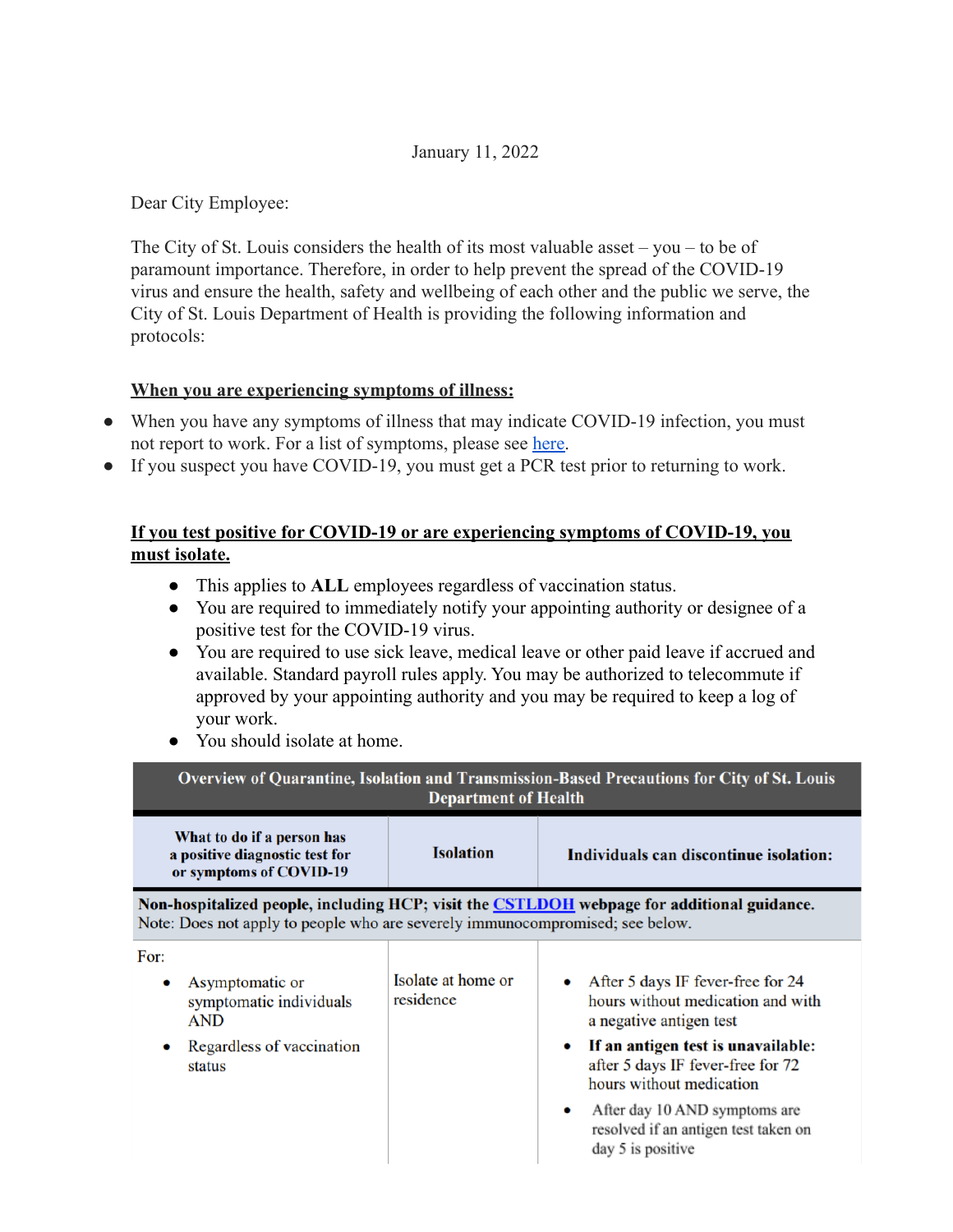January 11, 2022

Dear City Employee:

The City of St. Louis considers the health of its most valuable asset – you – to be of paramount importance. Therefore, in order to help prevent the spread of the COVID-19 virus and ensure the health, safety and wellbeing of each other and the public we serve, the City of St. Louis Department of Health is providing the following information and protocols:

**<u>When you are experiencing symptoms of illness:</u>**

- When you have any symptoms of illness that may indicate COVID-19 infection, you must not report to work. For a list of symptoms, please see [here](#).
- If you suspect you have COVID-19, you must get a PCR test prior to returning to work.

**<u>If you test positive for COVID-19 or are experiencing symptoms of COVID-19, you must isolate.</u>**

- This applies to **ALL** employees regardless of vaccination status.
- You are required to immediately notify your appointing authority or designee of a positive test for the COVID-19 virus.
- You are required to use sick leave, medical leave or other paid leave if accrued and available. Standard payroll rules apply. You may be authorized to telecommute if approved by your appointing authority and you may be required to keep a log of your work.
- You should isolate at home.

**Overview of Quarantine, Isolation and Transmission-Based Precautions for City of St. Louis Department of Health**

| What to do if a person has a positive diagnostic test for or symptoms of COVID-19 | Isolation | Individuals can discontinue isolation: |
|---|---|---|
| **Non-hospitalized people, including HCP; visit the [CSTLDOH](#) webpage for additional guidance.** Note: Does not apply to people who are severely immunocompromised; see below. | | |
| For: <br>• Asymptomatic or symptomatic individuals AND <br>• Regardless of vaccination status | Isolate at home or residence | • After 5 days IF fever-free for 24 hours without medication and with a negative antigen test <br>• **If an antigen test is unavailable:** after 5 days IF fever-free for 72 hours without medication <br>• After day 10 AND symptoms are resolved if an antigen test taken on day 5 is positive |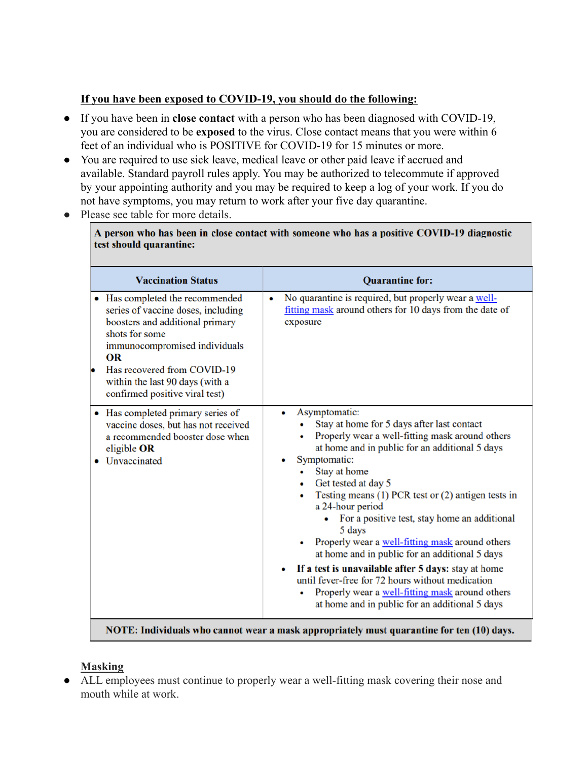**If you have been exposed to COVID-19, you should do the following:**

- If you have been in **close contact** with a person who has been diagnosed with COVID-19, you are considered to be **exposed** to the virus. Close contact means that you were within 6 feet of an individual who is POSITIVE for COVID-19 for 15 minutes or more.
- You are required to use sick leave, medical leave or other paid leave if accrued and available. Standard payroll rules apply. You may be authorized to telecommute if approved by your appointing authority and you may be required to keep a log of your work. If you do not have symptoms, you may return to work after your five day quarantine.
- Please see table for more details.

| **A person who has been in close contact with someone who has a positive COVID-19 diagnostic test should quarantine:** | |
|---|---|
| **Vaccination Status** | **Quarantine for:** |
| • Has completed the recommended series of vaccine doses, including boosters and additional primary shots for some immunocompromised individuals **OR**<br>• Has recovered from COVID-19 within the last 90 days (with a confirmed positive viral test) | • No quarantine is required, but properly wear a well-fitting mask around others for 10 days from the date of exposure |
| • Has completed primary series of vaccine doses, but has not received a recommended booster dose when eligible **OR**<br>• Unvaccinated | • Asymptomatic:<br>&nbsp;&nbsp;◦ Stay at home for 5 days after last contact<br>&nbsp;&nbsp;◦ Properly wear a well-fitting mask around others at home and in public for an additional 5 days<br>• Symptomatic:<br>&nbsp;&nbsp;◦ Stay at home<br>&nbsp;&nbsp;◦ Get tested at day 5<br>&nbsp;&nbsp;◦ Testing means (1) PCR test or (2) antigen tests in a 24-hour period<br>&nbsp;&nbsp;&nbsp;&nbsp;▪ For a positive test, stay home an additional 5 days<br>&nbsp;&nbsp;◦ Properly wear a well-fitting mask around others at home and in public for an additional 5 days<br>• **If a test is unavailable after 5 days:** stay at home until fever-free for 72 hours without medication<br>&nbsp;&nbsp;◦ Properly wear a well-fitting mask around others at home and in public for an additional 5 days |
| **NOTE: Individuals who cannot wear a mask appropriately must quarantine for ten (10) days.** | |

**Masking**

- ALL employees must continue to properly wear a well-fitting mask covering their nose and mouth while at work.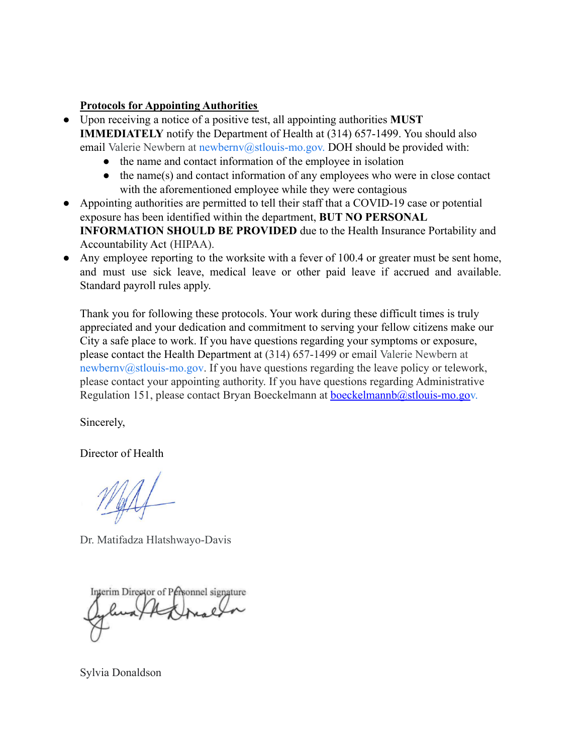**Protocols for Appointing Authorities**

- Upon receiving a notice of a positive test, all appointing authorities **MUST IMMEDIATELY** notify the Department of Health at (314) 657-1499. You should also email Valerie Newbern at newbernv@stlouis-mo.gov. DOH should be provided with:
    - the name and contact information of the employee in isolation
    - the name(s) and contact information of any employees who were in close contact with the aforementioned employee while they were contagious
- Appointing authorities are permitted to tell their staff that a COVID-19 case or potential exposure has been identified within the department, **BUT NO PERSONAL INFORMATION SHOULD BE PROVIDED** due to the Health Insurance Portability and Accountability Act (HIPAA).
- Any employee reporting to the worksite with a fever of 100.4 or greater must be sent home, and must use sick leave, medical leave or other paid leave if accrued and available. Standard payroll rules apply.

Thank you for following these protocols. Your work during these difficult times is truly appreciated and your dedication and commitment to serving your fellow citizens make our City a safe place to work. If you have questions regarding your symptoms or exposure, please contact the Health Department at (314) 657-1499 or email Valerie Newbern at newbernv@stlouis-mo.gov. If you have questions regarding the leave policy or telework, please contact your appointing authority. If you have questions regarding Administrative Regulation 151, please contact Bryan Boeckelmann at boeckelmannb@stlouis-mo.gov.

Sincerely,

Director of Health

Dr. Matifadza Hlatshwayo-Davis

Interim Director of Personnel signature

Sylvia Donaldson